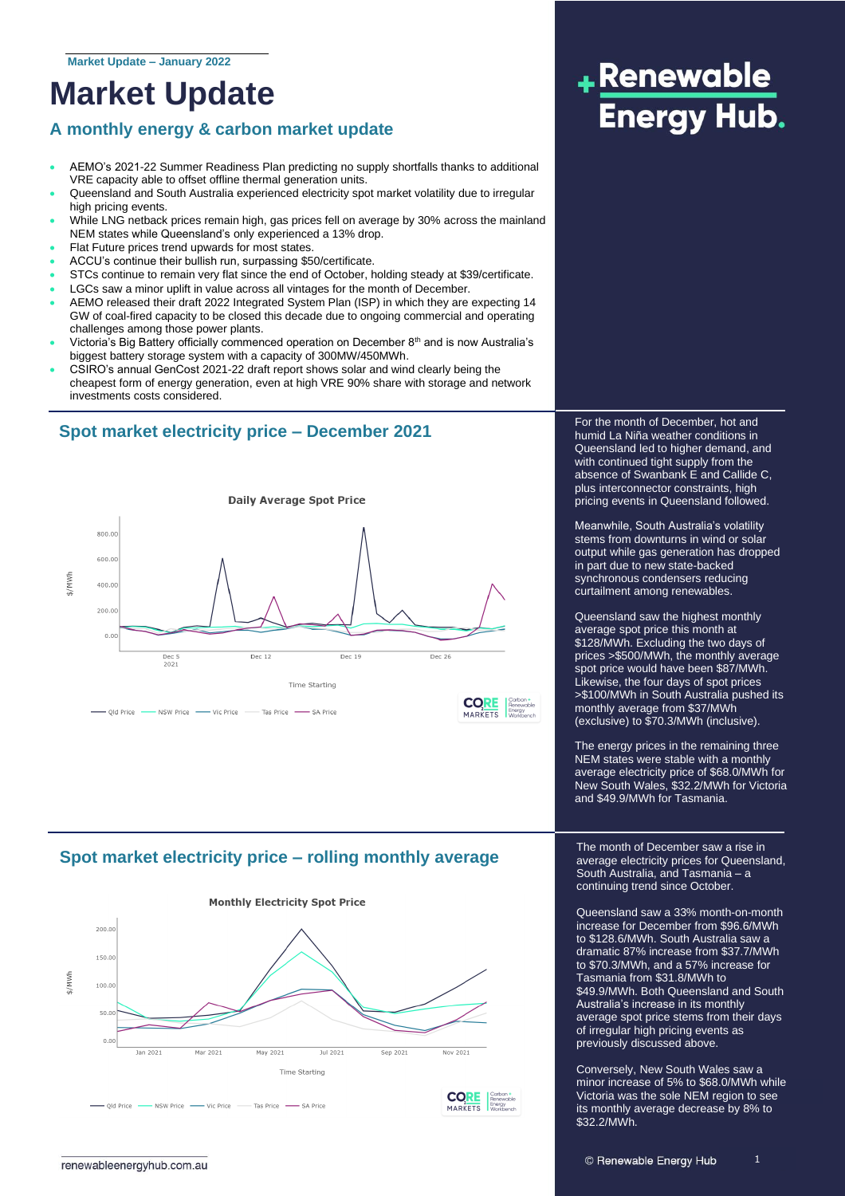Market Update – January 2022

# Market Update

## A monthly energy & carbon market update

- AEMO's 2021-22 Summer Readiness Plan predicting no supply shortfalls thanks to additional VRE capacity able to offset offline thermal generation units.
- Queensland and South Australia experienced electricity spot market volatility due to irregular high pricing events.
- While LNG netback prices remain high, gas prices fell on average by 30% across the mainland NEM states while Queensland's only experienced a 13% drop.
- Flat Future prices trend upwards for most states.
- ACCU's continue their bullish run, surpassing $50/certificate.
- STCs continue to remain very flat since the end of October, holding steady at $39/certificate.
- LGCs saw a minor uplift in value across all vintages for the month of December.
- AEMO released their draft 2022 Integrated System Plan (ISP) in which they are expecting 14 GW of coal-fired capacity to be closed this decade due to ongoing commercial and operating challenges among those power plants.
- Victoria's Big Battery officially commenced operation on December 8th and is now Australia's biggest battery storage system with a capacity of 300MW/450MWh.
- CSIRO's annual GenCost 2021-22 draft report shows solar and wind clearly being the cheapest form of energy generation, even at high VRE 90% share with storage and network investments costs considered.

## Spot market electricity price – December 2021

For the month of December, hot and humid La Niña weather conditions in Queensland led to higher demand, and with continued tight supply from the absence of Swanbank E and Callide C, plus interconnector constraints, high pricing events in Queensland followed.

Meanwhile, South Australia's volatility stems from downturns in wind or solar output while gas generation has dropped in part due to new state-backed synchronous condensers reducing curtailment among renewables.

Queensland saw the highest monthly average spot price this month at $128/MWh. Excluding the two days of prices >$500/MWh, the monthly average spot price would have been $87/MWh. Likewise, the four days of spot prices >$100/MWh in South Australia pushed its monthly average from $37/MWh (exclusive) to $70.3/MWh (inclusive).

The energy prices in the remaining three NEM states were stable with a monthly average electricity price of $68.0/MWh for New South Wales, $32.2/MWh for Victoria and $49.9/MWh for Tasmania.

## Spot market electricity price – rolling monthly average

The month of December saw a rise in average electricity prices for Queensland, South Australia, and Tasmania – a continuing trend since October.

Queensland saw a 33% month-on-month increase for December from $96.6/MWh to $128.6/MWh. South Australia saw a dramatic 87% increase from $37.7/MWh to $70.3/MWh, and a 57% increase for Tasmania from $31.8/MWh to $49.9/MWh. Both Queensland and South Australia's increase in its monthly average spot price stems from their days of irregular high pricing events as previously discussed above.

Conversely, New South Wales saw a minor increase of 5% to $68.0/MWh while Victoria was the sole NEM region to see its monthly average decrease by 8% to $32.2/MWh.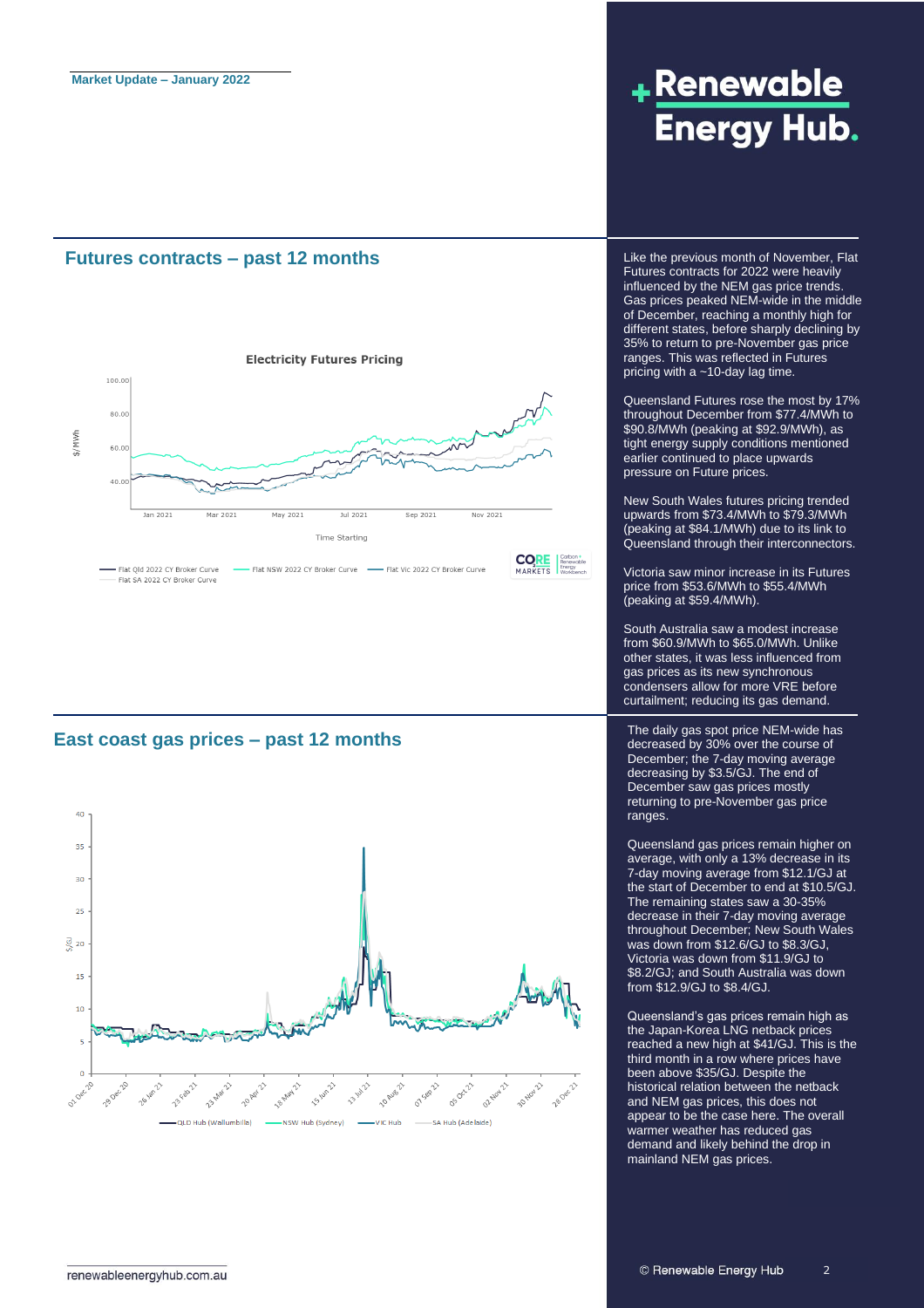Market Update – January 2022

## Futures contracts – past 12 months

Like the previous month of November, Flat Futures contracts for 2022 were heavily influenced by the NEM gas price trends. Gas prices peaked NEM-wide in the middle of December, reaching a monthly high for different states, before sharply declining by 35% to return to pre-November gas price ranges. This was reflected in Futures pricing with a ~10-day lag time.

Queensland Futures rose the most by 17% throughout December from $77.4/MWh to $90.8/MWh (peaking at $92.9/MWh), as tight energy supply conditions mentioned earlier continued to place upwards pressure on Future prices.

New South Wales futures pricing trended upwards from $73.4/MWh to $79.3/MWh (peaking at $84.1/MWh) due to its link to Queensland through their interconnectors.

Victoria saw minor increase in its Futures price from $53.6/MWh to $55.4/MWh (peaking at $59.4/MWh).

South Australia saw a modest increase from $60.9/MWh to $65.0/MWh. Unlike other states, it was less influenced from gas prices as its new synchronous condensers allow for more VRE before curtailment; reducing its gas demand.

## East coast gas prices – past 12 months

The daily gas spot price NEM-wide has decreased by 30% over the course of December; the 7-day moving average decreasing by $3.5/GJ. The end of December saw gas prices mostly returning to pre-November gas price ranges.

Queensland gas prices remain higher on average, with only a 13% decrease in its 7-day moving average from $12.1/GJ at the start of December to end at $10.5/GJ. The remaining states saw a 30-35% decrease in their 7-day moving average throughout December; New South Wales was down from $12.6/GJ to $8.3/GJ, Victoria was down from $11.9/GJ to $8.2/GJ; and South Australia was down from $12.9/GJ to $8.4/GJ.

Queensland's gas prices remain high as the Japan-Korea LNG netback prices reached a new high at $41/GJ. This is the third month in a row where prices have been above $35/GJ. Despite the historical relation between the netback and NEM gas prices, this does not appear to be the case here. The overall warmer weather has reduced gas demand and likely behind the drop in mainland NEM gas prices.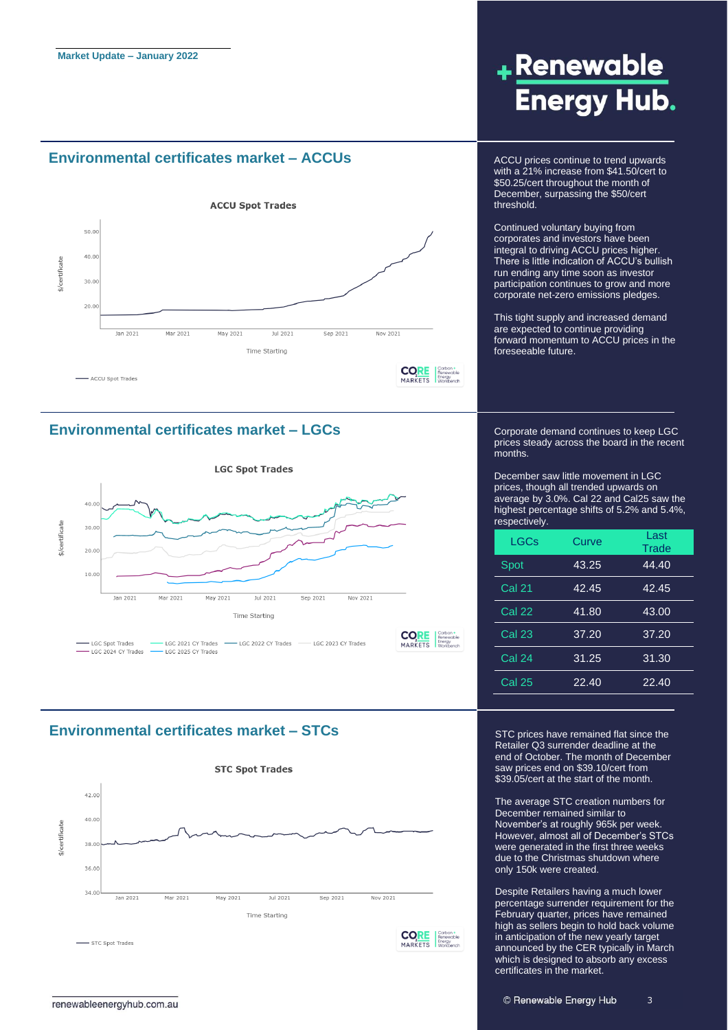Market Update – January 2022

## Environmental certificates market – ACCUs

ACCU prices continue to trend upwards with a 21% increase from $41.50/cert to $50.25/cert throughout the month of December, surpassing the $50/cert threshold.

Continued voluntary buying from corporates and investors have been integral to driving ACCU prices higher. There is little indication of ACCU's bullish run ending any time soon as investor participation continues to grow and more corporate net-zero emissions pledges.

This tight supply and increased demand are expected to continue providing forward momentum to ACCU prices in the foreseeable future.

## Environmental certificates market – LGCs

Corporate demand continues to keep LGC prices steady across the board in the recent months.

December saw little movement in LGC prices, though all trended upwards on average by 3.0%. Cal 22 and Cal25 saw the highest percentage shifts of 5.2% and 5.4%, respectively.

| LGCs | Curve | Last Trade |
|---|---|---|
| Spot | 43.25 | 44.40 |
| Cal 21 | 42.45 | 42.45 |
| Cal 22 | 41.80 | 43.00 |
| Cal 23 | 37.20 | 37.20 |
| Cal 24 | 31.25 | 31.30 |
| Cal 25 | 22.40 | 22.40 |

## Environmental certificates market – STCs

STC prices have remained flat since the Retailer Q3 surrender deadline at the end of October. The month of December saw prices end on $39.10/cert from $39.05/cert at the start of the month.

The average STC creation numbers for December remained similar to November's at roughly 965k per week. However, almost all of December's STCs were generated in the first three weeks due to the Christmas shutdown where only 150k were created.

Despite Retailers having a much lower percentage surrender requirement for the February quarter, prices have remained high as sellers begin to hold back volume in anticipation of the new yearly target announced by the CER typically in March which is designed to absorb any excess certificates in the market.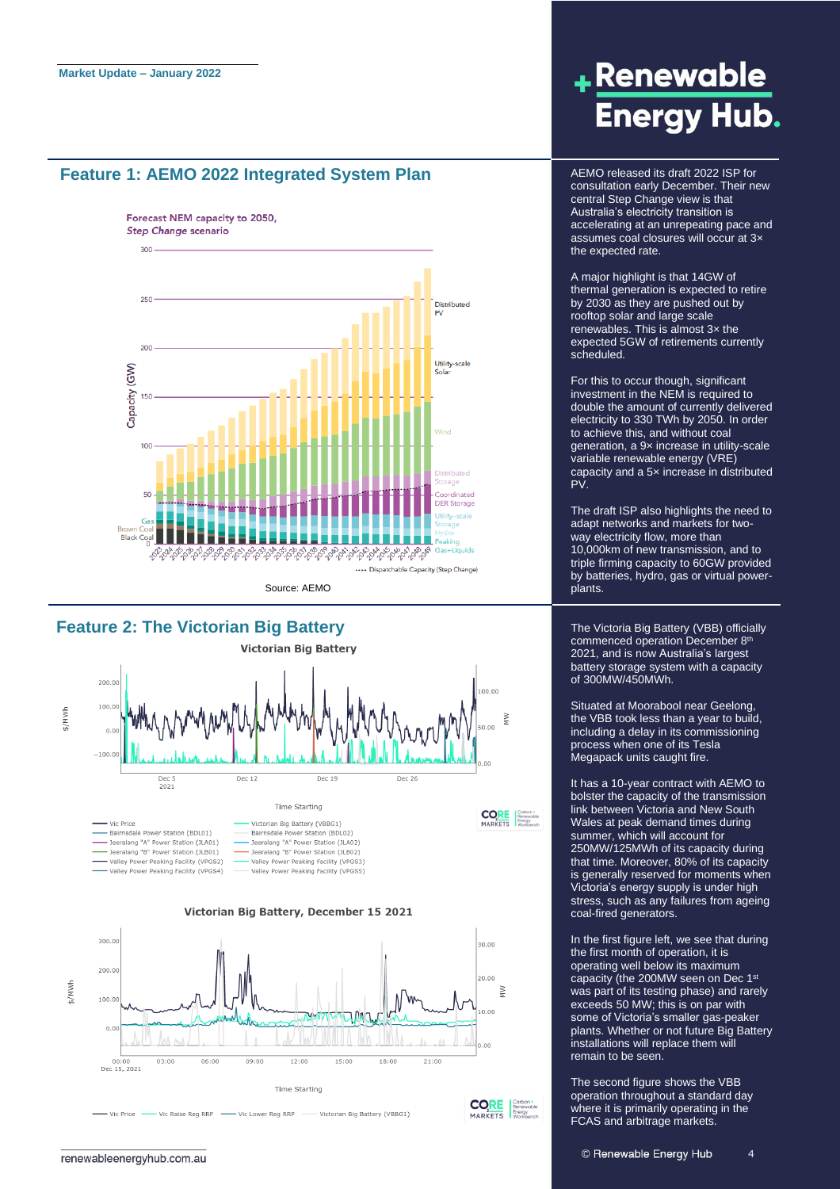Market Update – January 2022

## Feature 1: AEMO 2022 Integrated System Plan

Source: AEMO

AEMO released its draft 2022 ISP for consultation early December. Their new central Step Change view is that Australia's electricity transition is accelerating at an unrepeating pace and assumes coal closures will occur at 3× the expected rate.

A major highlight is that 14GW of thermal generation is expected to retire by 2030 as they are pushed out by rooftop solar and large scale renewables. This is almost 3× the expected 5GW of retirements currently scheduled.

For this to occur though, significant investment in the NEM is required to double the amount of currently delivered electricity to 330 TWh by 2050. In order to achieve this, and without coal generation, a 9× increase in utility-scale variable renewable energy (VRE) capacity and a 5× increase in distributed PV.

The draft ISP also highlights the need to adapt networks and markets for two-way electricity flow, more than 10,000km of new transmission, and to triple firming capacity to 60GW provided by batteries, hydro, gas or virtual power-plants.

## Feature 2: The Victorian Big Battery

The Victoria Big Battery (VBB) officially commenced operation December 8th 2021, and is now Australia's largest battery storage system with a capacity of 300MW/450MWh.

Situated at Moorabool near Geelong, the VBB took less than a year to build, including a delay in its commissioning process when one of its Tesla Megapack units caught fire.

It has a 10-year contract with AEMO to bolster the capacity of the transmission link between Victoria and New South Wales at peak demand times during summer, which will account for 250MW/125MWh of its capacity during that time. Moreover, 80% of its capacity is generally reserved for moments when Victoria's energy supply is under high stress, such as any failures from ageing coal-fired generators.

In the first figure left, we see that during the first month of operation, it is operating well below its maximum capacity (the 200MW seen on Dec 1st was part of its testing phase) and rarely exceeds 50 MW; this is on par with some of Victoria's smaller gas-peaker plants. Whether or not future Big Battery installations will replace them will remain to be seen.

The second figure shows the VBB operation throughout a standard day where it is primarily operating in the FCAS and arbitrage markets.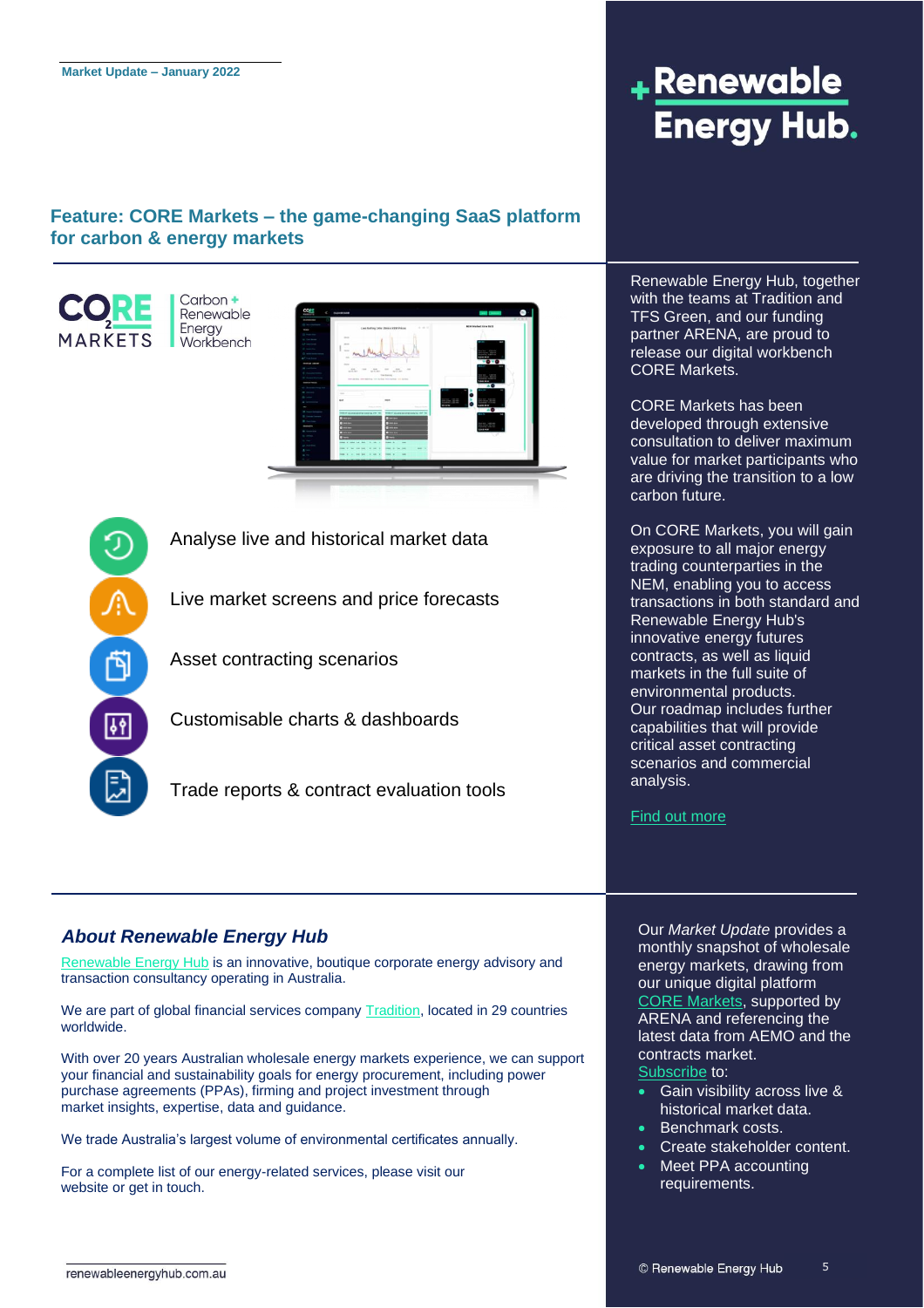Market Update – January 2022

# Feature: CORE Markets – the game-changing SaaS platform for carbon & energy markets

CORE MARKETS | Carbon + Renewable Energy Workbench

- Analyse live and historical market data
- Live market screens and price forecasts
- Asset contracting scenarios
- Customisable charts & dashboards
- Trade reports & contract evaluation tools

Renewable Energy Hub, together with the teams at Tradition and TFS Green, and our funding partner ARENA, are proud to release our digital workbench CORE Markets.

CORE Markets has been developed through extensive consultation to deliver maximum value for market participants who are driving the transition to a low carbon future.

On CORE Markets, you will gain exposure to all major energy trading counterparties in the NEM, enabling you to access transactions in both standard and Renewable Energy Hub's innovative energy futures contracts, as well as liquid markets in the full suite of environmental products. Our roadmap includes further capabilities that will provide critical asset contracting scenarios and commercial analysis.

Find out more

## *About Renewable Energy Hub*

Renewable Energy Hub is an innovative, boutique corporate energy advisory and transaction consultancy operating in Australia.

We are part of global financial services company Tradition, located in 29 countries worldwide.

With over 20 years Australian wholesale energy markets experience, we can support your financial and sustainability goals for energy procurement, including power purchase agreements (PPAs), firming and project investment through market insights, expertise, data and guidance.

We trade Australia's largest volume of environmental certificates annually.

For a complete list of our energy-related services, please visit our website or get in touch.

Our *Market Update* provides a monthly snapshot of wholesale energy markets, drawing from our unique digital platform CORE Markets, supported by ARENA and referencing the latest data from AEMO and the contracts market.

Subscribe to:

- Gain visibility across live & historical market data.
- Benchmark costs.
- Create stakeholder content.
- Meet PPA accounting requirements.

renewableenergyhub.com.au

© Renewable Energy Hub